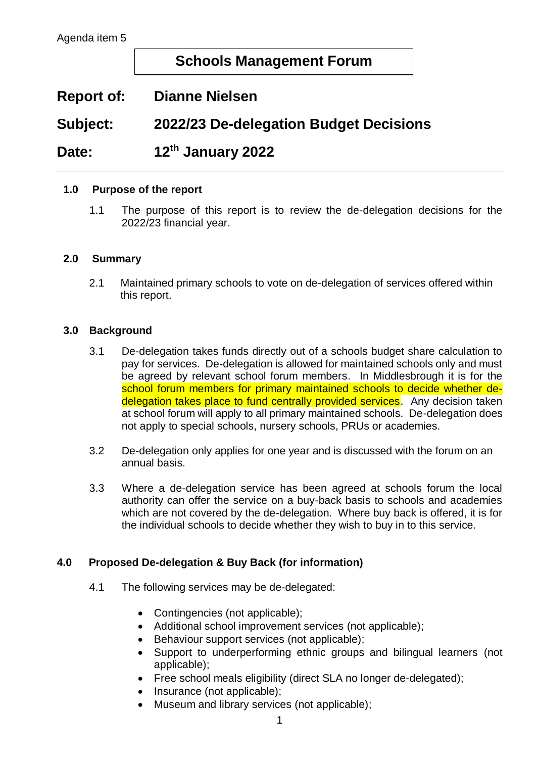Agenda item 5

# Schools Management Forum

**Report of:** **Dianne Nielsen**

**Subject:** **2022/23 De-delegation Budget Decisions**

**Date:** **12th January 2022**

---

## 1.0 Purpose of the report

1.1 The purpose of this report is to review the de-delegation decisions for the 2022/23 financial year.

## 2.0 Summary

2.1 Maintained primary schools to vote on de-delegation of services offered within this report.

## 3.0 Background

3.1 De-delegation takes funds directly out of a schools budget share calculation to pay for services. De-delegation is allowed for maintained schools only and must be agreed by relevant school forum members. In Middlesbrough it is for the school forum members for primary maintained schools to decide whether de-delegation takes place to fund centrally provided services. Any decision taken at school forum will apply to all primary maintained schools. De-delegation does not apply to special schools, nursery schools, PRUs or academies.

3.2 De-delegation only applies for one year and is discussed with the forum on an annual basis.

3.3 Where a de-delegation service has been agreed at schools forum the local authority can offer the service on a buy-back basis to schools and academies which are not covered by the de-delegation. Where buy back is offered, it is for the individual schools to decide whether they wish to buy in to this service.

## 4.0 Proposed De-delegation & Buy Back (for information)

4.1 The following services may be de-delegated:

- Contingencies (not applicable);
- Additional school improvement services (not applicable);
- Behaviour support services (not applicable);
- Support to underperforming ethnic groups and bilingual learners (not applicable);
- Free school meals eligibility (direct SLA no longer de-delegated);
- Insurance (not applicable);
- Museum and library services (not applicable);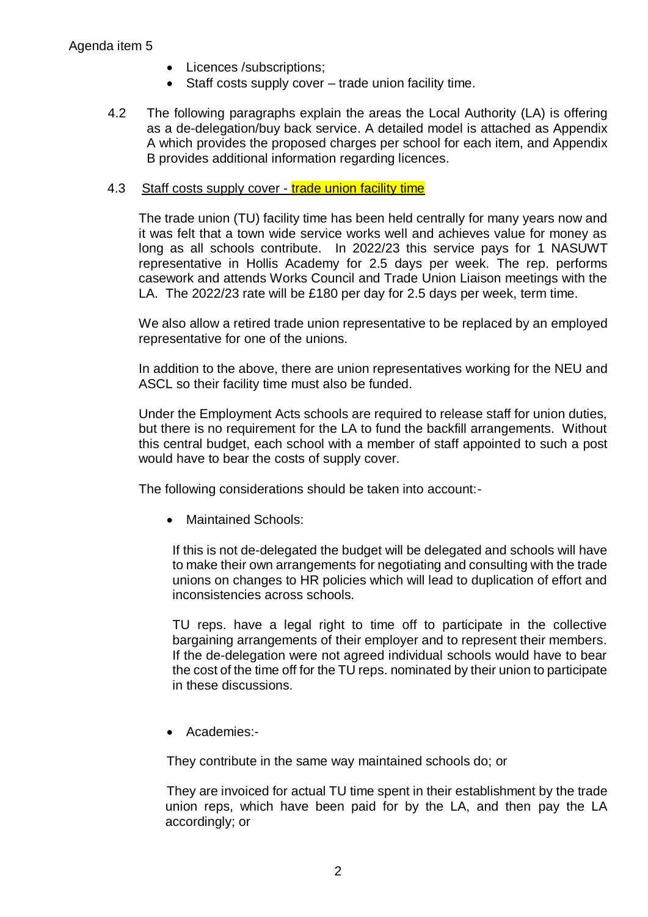Agenda item 5

- Licences /subscriptions;
- Staff costs supply cover – trade union facility time.

4.2 The following paragraphs explain the areas the Local Authority (LA) is offering as a de-delegation/buy back service. A detailed model is attached as Appendix A which provides the proposed charges per school for each item, and Appendix B provides additional information regarding licences.

4.3 Staff costs supply cover - trade union facility time

The trade union (TU) facility time has been held centrally for many years now and it was felt that a town wide service works well and achieves value for money as long as all schools contribute. In 2022/23 this service pays for 1 NASUWT representative in Hollis Academy for 2.5 days per week. The rep. performs casework and attends Works Council and Trade Union Liaison meetings with the LA. The 2022/23 rate will be £180 per day for 2.5 days per week, term time.

We also allow a retired trade union representative to be replaced by an employed representative for one of the unions.

In addition to the above, there are union representatives working for the NEU and ASCL so their facility time must also be funded.

Under the Employment Acts schools are required to release staff for union duties, but there is no requirement for the LA to fund the backfill arrangements. Without this central budget, each school with a member of staff appointed to such a post would have to bear the costs of supply cover.

The following considerations should be taken into account:-

- Maintained Schools:

  If this is not de-delegated the budget will be delegated and schools will have to make their own arrangements for negotiating and consulting with the trade unions on changes to HR policies which will lead to duplication of effort and inconsistencies across schools.

  TU reps. have a legal right to time off to participate in the collective bargaining arrangements of their employer and to represent their members. If the de-delegation were not agreed individual schools would have to bear the cost of the time off for the TU reps. nominated by their union to participate in these discussions.

- Academies:-

  They contribute in the same way maintained schools do; or

  They are invoiced for actual TU time spent in their establishment by the trade union reps, which have been paid for by the LA, and then pay the LA accordingly; or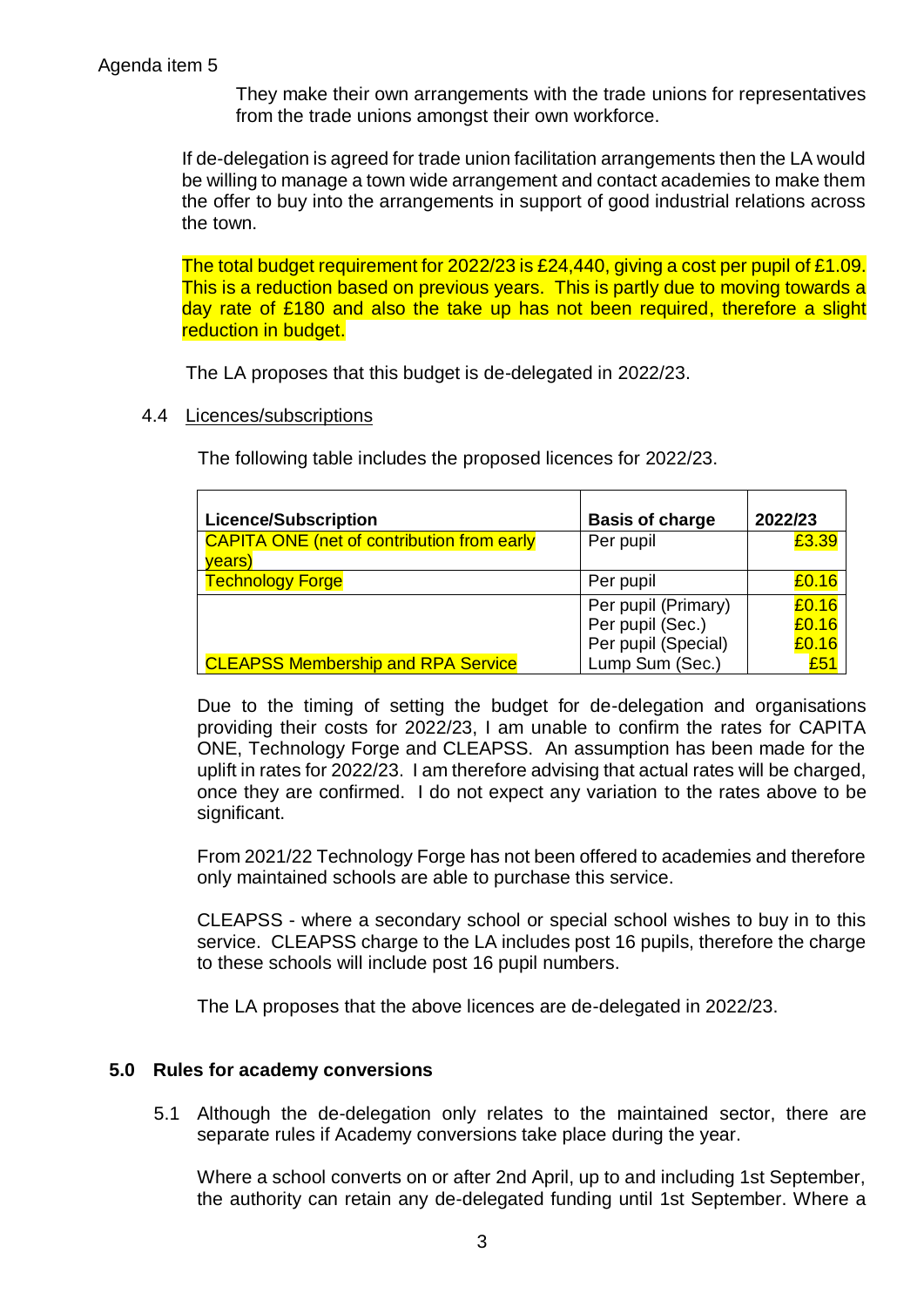Agenda item 5

They make their own arrangements with the trade unions for representatives from the trade unions amongst their own workforce.

If de-delegation is agreed for trade union facilitation arrangements then the LA would be willing to manage a town wide arrangement and contact academies to make them the offer to buy into the arrangements in support of good industrial relations across the town.

The total budget requirement for 2022/23 is £24,440, giving a cost per pupil of £1.09. This is a reduction based on previous years. This is partly due to moving towards a day rate of £180 and also the take up has not been required, therefore a slight reduction in budget.

The LA proposes that this budget is de-delegated in 2022/23.

4.4 Licences/subscriptions

The following table includes the proposed licences for 2022/23.

| Licence/Subscription | Basis of charge | 2022/23 |
|---|---|---|
| CAPITA ONE (net of contribution from early years) | Per pupil | £3.39 |
| Technology Forge | Per pupil | £0.16 |
| CLEAPSS Membership and RPA Service | Per pupil (Primary)<br>Per pupil (Sec.)<br>Per pupil (Special)<br>Lump Sum (Sec.) | £0.16<br>£0.16<br>£0.16<br>£51 |

Due to the timing of setting the budget for de-delegation and organisations providing their costs for 2022/23, I am unable to confirm the rates for CAPITA ONE, Technology Forge and CLEAPSS. An assumption has been made for the uplift in rates for 2022/23. I am therefore advising that actual rates will be charged, once they are confirmed. I do not expect any variation to the rates above to be significant.

From 2021/22 Technology Forge has not been offered to academies and therefore only maintained schools are able to purchase this service.

CLEAPSS - where a secondary school or special school wishes to buy in to this service. CLEAPSS charge to the LA includes post 16 pupils, therefore the charge to these schools will include post 16 pupil numbers.

The LA proposes that the above licences are de-delegated in 2022/23.

## 5.0 Rules for academy conversions

5.1 Although the de-delegation only relates to the maintained sector, there are separate rules if Academy conversions take place during the year.

Where a school converts on or after 2nd April, up to and including 1st September, the authority can retain any de-delegated funding until 1st September. Where a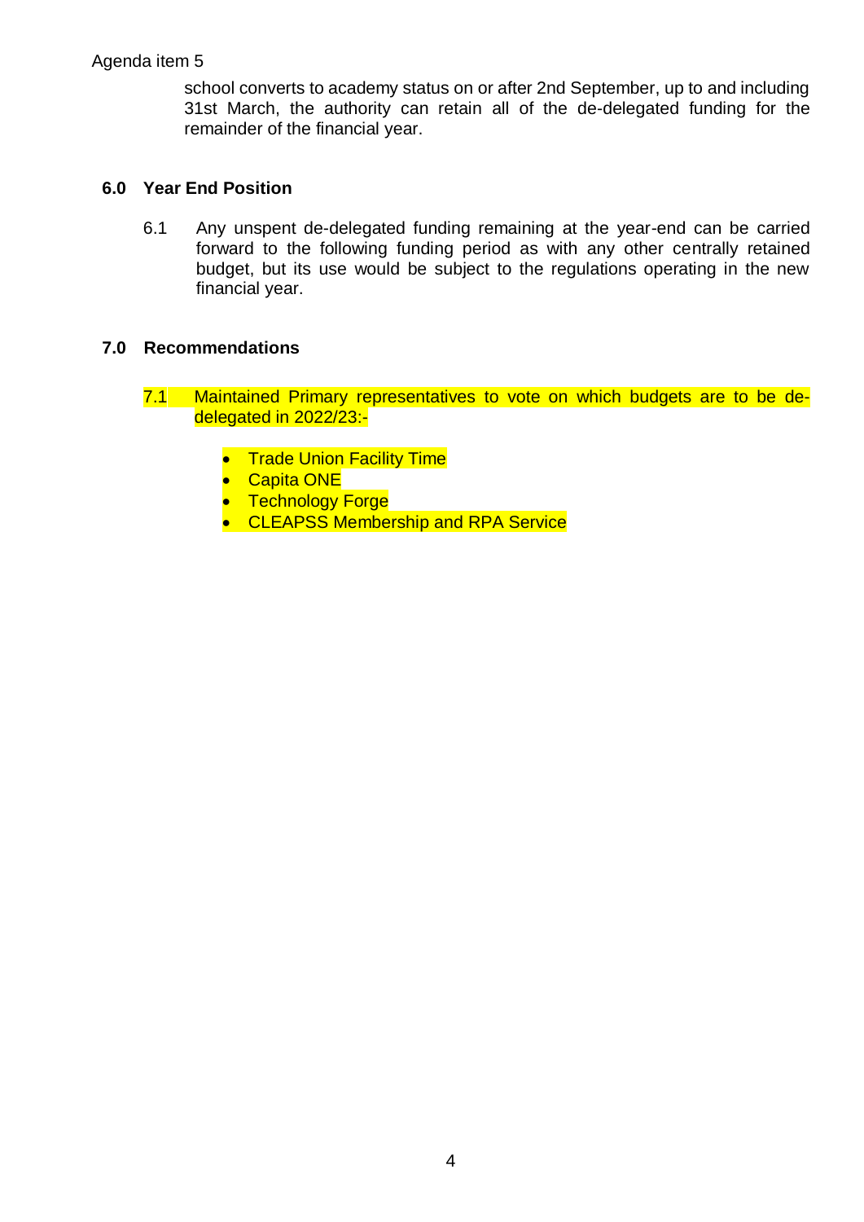school converts to academy status on or after 2nd September, up to and including 31st March, the authority can retain all of the de-delegated funding for the remainder of the financial year.

## 6.0 Year End Position

6.1 Any unspent de-delegated funding remaining at the year-end can be carried forward to the following funding period as with any other centrally retained budget, but its use would be subject to the regulations operating in the new financial year.

## 7.0 Recommendations

7.1 Maintained Primary representatives to vote on which budgets are to be de-delegated in 2022/23:-

- Trade Union Facility Time
- Capita ONE
- Technology Forge
- CLEAPSS Membership and RPA Service